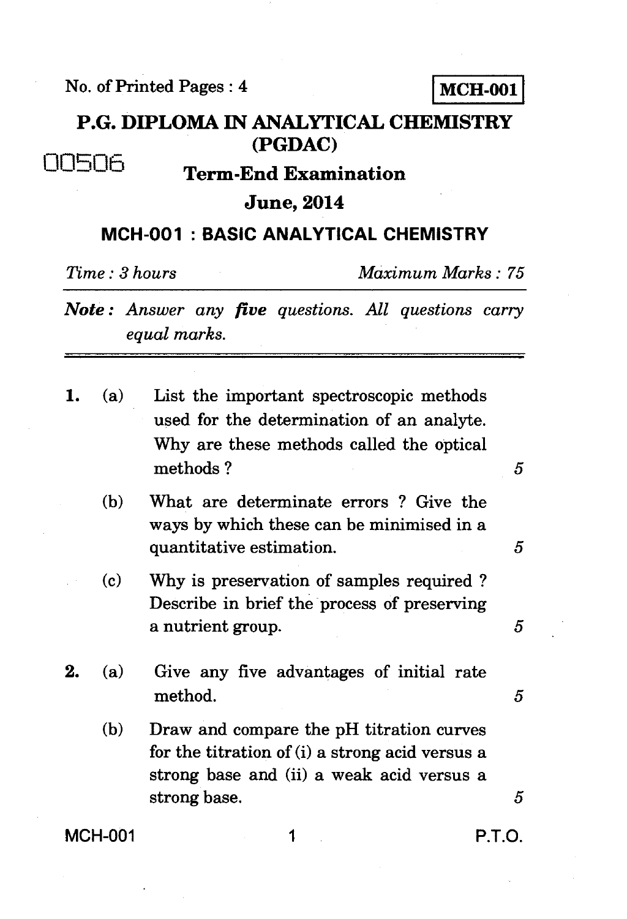No. of Printed Pages : 4

**MCH-001**

# P.G. DIPLOMA IN ANALYTICAL CHEMISTRY (PGDAC)

00506

## Term-End Examination

## June, 2014

## MCH-001 : BASIC ANALYTICAL CHEMISTRY

*Time : 3 hours* *Maximum Marks : 75*

***Note :*** *Answer any **five** questions. All questions carry equal marks.*

---

**1.** (a) List the important spectroscopic methods used for the determination of an analyte. Why are these methods called the optical methods ? 5

(b) What are determinate errors ? Give the ways by which these can be minimised in a quantitative estimation. 5

(c) Why is preservation of samples required ? Describe in brief the process of preserving a nutrient group. 5

**2.** (a) Give any five advantages of initial rate method. 5

(b) Draw and compare the pH titration curves for the titration of (i) a strong acid versus a strong base and (ii) a weak acid versus a strong base. 5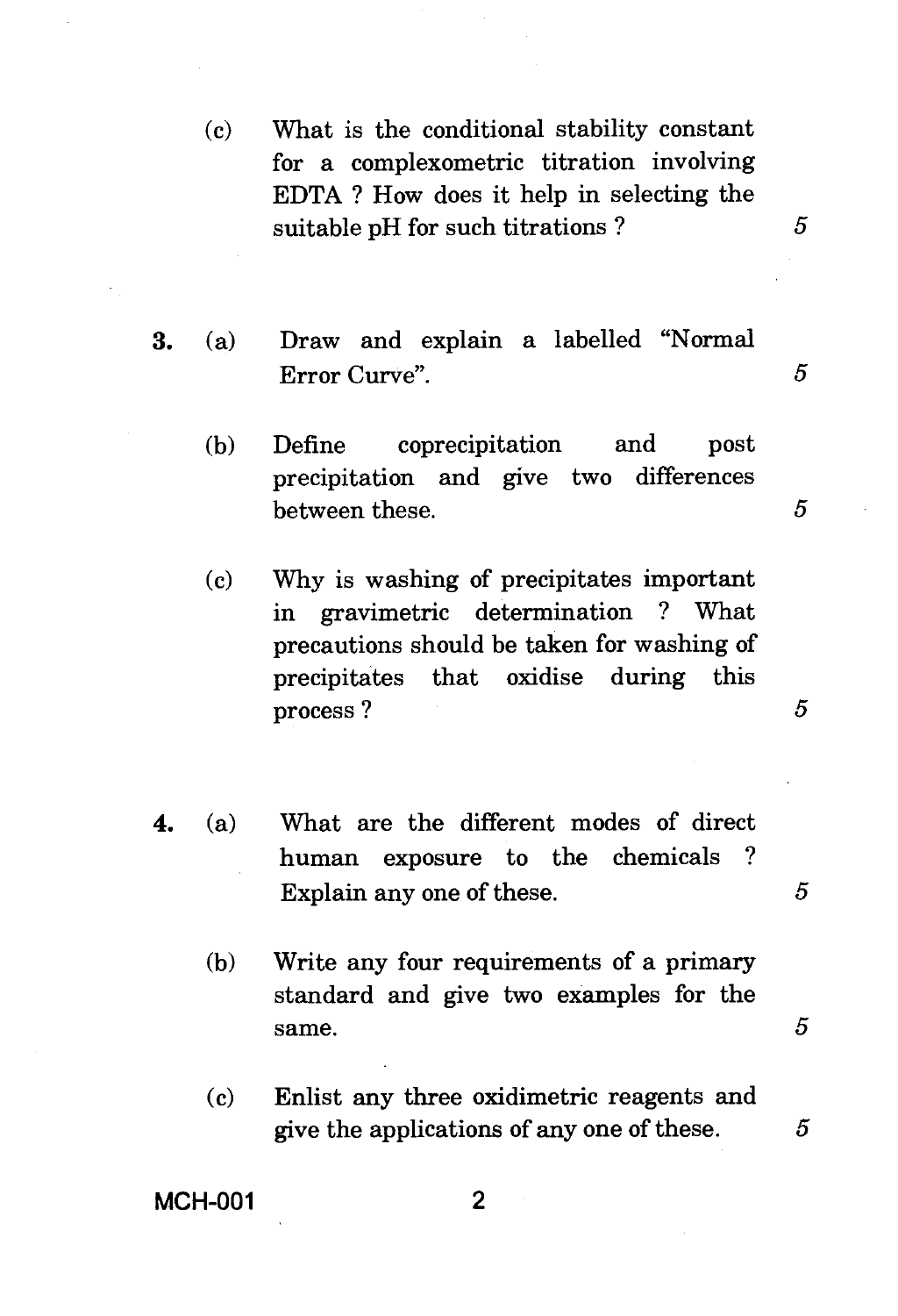(c) What is the conditional stability constant for a complexometric titration involving EDTA ? How does it help in selecting the suitable pH for such titrations ? 5

3. (a) Draw and explain a labelled "Normal Error Curve". 5

(b) Define coprecipitation and post precipitation and give two differences between these. 5

(c) Why is washing of precipitates important in gravimetric determination ? What precautions should be taken for washing of precipitates that oxidise during this process ? 5

4. (a) What are the different modes of direct human exposure to the chemicals ? Explain any one of these. 5

(b) Write any four requirements of a primary standard and give two examples for the same. 5

(c) Enlist any three oxidimetric reagents and give the applications of any one of these. 5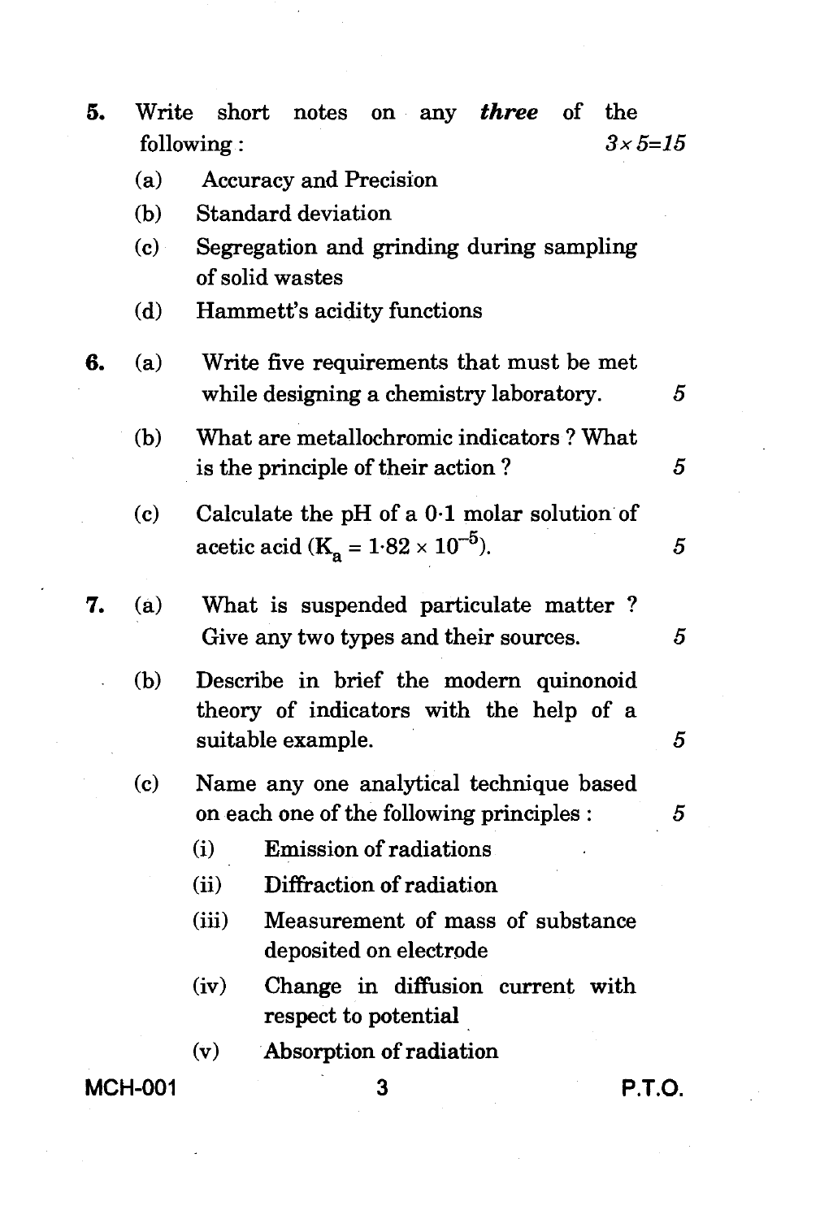5. Write short notes on any ***three*** of the following : *3 × 5=15*

   (a) Accuracy and Precision

   (b) Standard deviation

   (c) Segregation and grinding during sampling of solid wastes

   (d) Hammett's acidity functions

6. (a) Write five requirements that must be met while designing a chemistry laboratory. 5

   (b) What are metallochromic indicators ? What is the principle of their action ? 5

   (c) Calculate the pH of a 0·1 molar solution of acetic acid ($K_a = 1{\cdot}82 \times 10^{-5}$). 5

7. (a) What is suspended particulate matter ? Give any two types and their sources. 5

   (b) Describe in brief the modern quinonoid theory of indicators with the help of a suitable example. 5

   (c) Name any one analytical technique based on each one of the following principles : 5

      (i) Emission of radiations

      (ii) Diffraction of radiation

      (iii) Measurement of mass of substance deposited on electrode

      (iv) Change in diffusion current with respect to potential

      (v) Absorption of radiation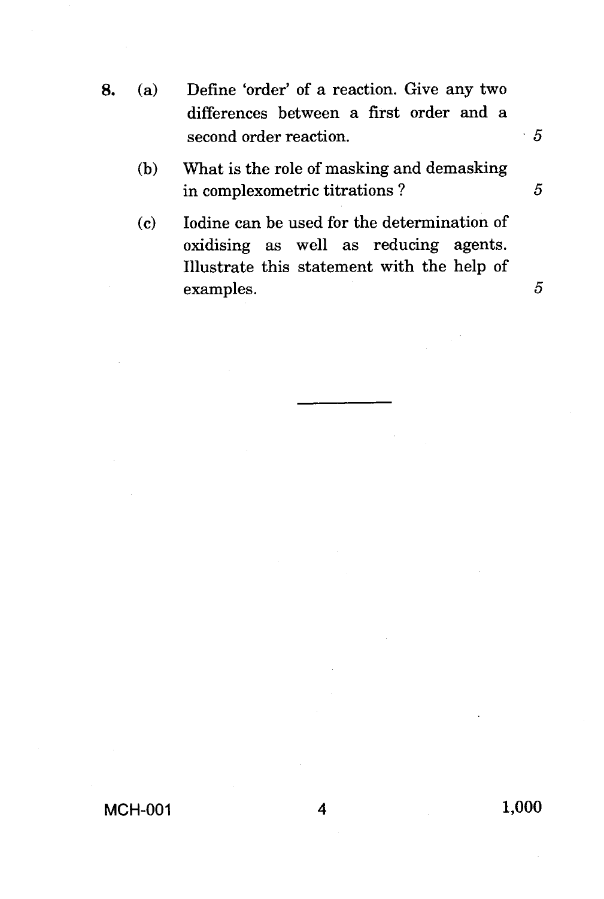8. (a) Define 'order' of a reaction. Give any two differences between a first order and a second order reaction. 5

   (b) What is the role of masking and demasking in complexometric titrations ? 5

   (c) Iodine can be used for the determination of oxidising as well as reducing agents. Illustrate this statement with the help of examples. 5